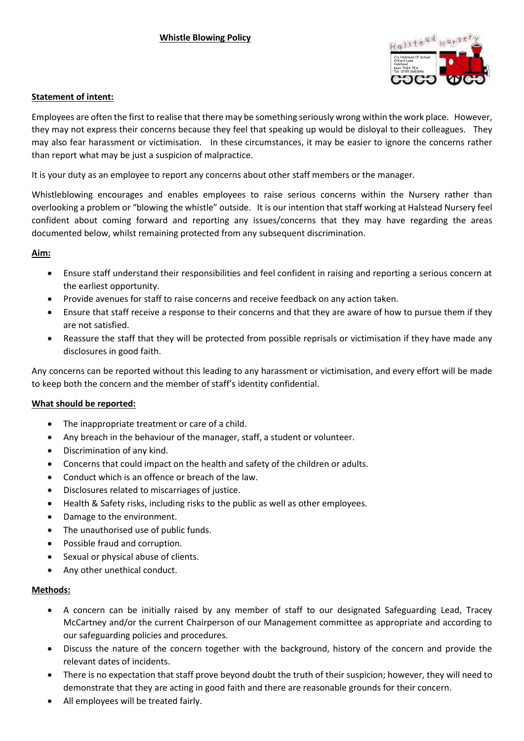# Whistle Blowing Policy

## Statement of intent:

Employees are often the first to realise that there may be something seriously wrong within the work place. However, they may not express their concerns because they feel that speaking up would be disloyal to their colleagues. They may also fear harassment or victimisation. In these circumstances, it may be easier to ignore the concerns rather than report what may be just a suspicion of malpractice.

It is your duty as an employee to report any concerns about other staff members or the manager.

Whistleblowing encourages and enables employees to raise serious concerns within the Nursery rather than overlooking a problem or "blowing the whistle" outside. It is our intention that staff working at Halstead Nursery feel confident about coming forward and reporting any issues/concerns that they may have regarding the areas documented below, whilst remaining protected from any subsequent discrimination.

## Aim:

- Ensure staff understand their responsibilities and feel confident in raising and reporting a serious concern at the earliest opportunity.
- Provide avenues for staff to raise concerns and receive feedback on any action taken.
- Ensure that staff receive a response to their concerns and that they are aware of how to pursue them if they are not satisfied.
- Reassure the staff that they will be protected from possible reprisals or victimisation if they have made any disclosures in good faith.

Any concerns can be reported without this leading to any harassment or victimisation, and every effort will be made to keep both the concern and the member of staff's identity confidential.

## What should be reported:

- The inappropriate treatment or care of a child.
- Any breach in the behaviour of the manager, staff, a student or volunteer.
- Discrimination of any kind.
- Concerns that could impact on the health and safety of the children or adults.
- Conduct which is an offence or breach of the law.
- Disclosures related to miscarriages of justice.
- Health & Safety risks, including risks to the public as well as other employees.
- Damage to the environment.
- The unauthorised use of public funds.
- Possible fraud and corruption.
- Sexual or physical abuse of clients.
- Any other unethical conduct.

## Methods:

- A concern can be initially raised by any member of staff to our designated Safeguarding Lead, Tracey McCartney and/or the current Chairperson of our Management committee as appropriate and according to our safeguarding policies and procedures.
- Discuss the nature of the concern together with the background, history of the concern and provide the relevant dates of incidents.
- There is no expectation that staff prove beyond doubt the truth of their suspicion; however, they will need to demonstrate that they are acting in good faith and there are reasonable grounds for their concern.
- All employees will be treated fairly.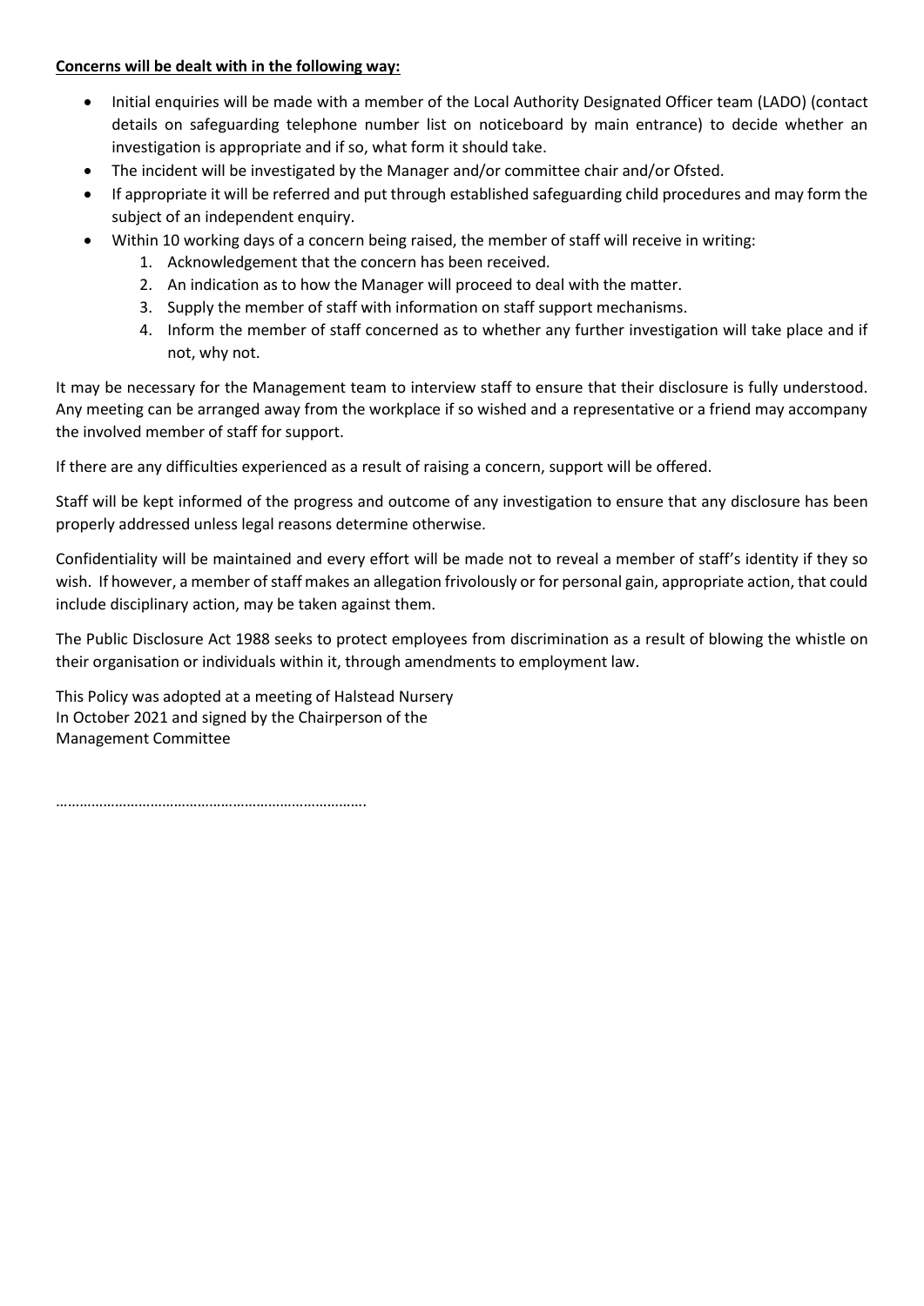**Concerns will be dealt with in the following way:**

- Initial enquiries will be made with a member of the Local Authority Designated Officer team (LADO) (contact details on safeguarding telephone number list on noticeboard by main entrance) to decide whether an investigation is appropriate and if so, what form it should take.
- The incident will be investigated by the Manager and/or committee chair and/or Ofsted.
- If appropriate it will be referred and put through established safeguarding child procedures and may form the subject of an independent enquiry.
- Within 10 working days of a concern being raised, the member of staff will receive in writing:
    1. Acknowledgement that the concern has been received.
    2. An indication as to how the Manager will proceed to deal with the matter.
    3. Supply the member of staff with information on staff support mechanisms.
    4. Inform the member of staff concerned as to whether any further investigation will take place and if not, why not.

It may be necessary for the Management team to interview staff to ensure that their disclosure is fully understood. Any meeting can be arranged away from the workplace if so wished and a representative or a friend may accompany the involved member of staff for support.

If there are any difficulties experienced as a result of raising a concern, support will be offered.

Staff will be kept informed of the progress and outcome of any investigation to ensure that any disclosure has been properly addressed unless legal reasons determine otherwise.

Confidentiality will be maintained and every effort will be made not to reveal a member of staff's identity if they so wish. If however, a member of staff makes an allegation frivolously or for personal gain, appropriate action, that could include disciplinary action, may be taken against them.

The Public Disclosure Act 1988 seeks to protect employees from discrimination as a result of blowing the whistle on their organisation or individuals within it, through amendments to employment law.

This Policy was adopted at a meeting of Halstead Nursery
In October 2021 and signed by the Chairperson of the
Management Committee

…………………………………………………………………….